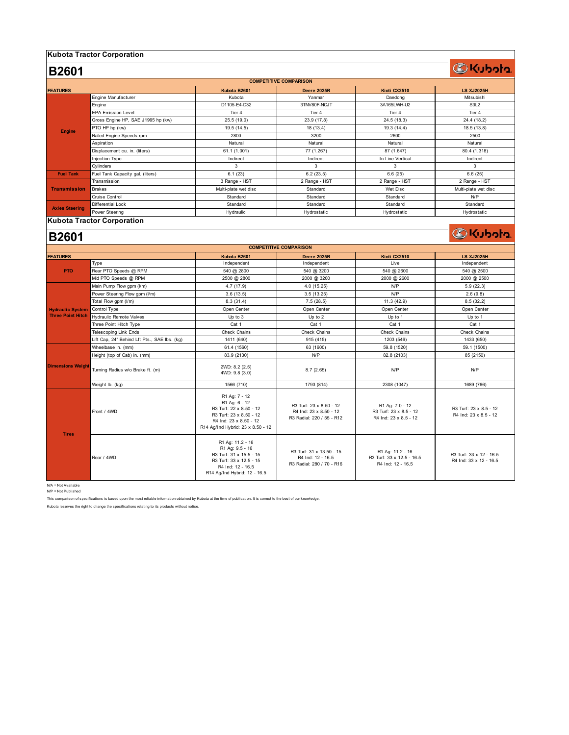# Kubota Tractor Corporation

## B2601

**COMPETITIVE COMPARISON**

| FEATURES | | Kubota B2601 | Deere 2025R | Kioti CX2510 | LS XJ2025H |
|---|---|---|---|---|---|
| Engine | Engine Manufacturer | Kubota | Yanmar | Daedong | Mitsubishi |
| | Engine | D1105-E4-D32 | 3TNV80F-NCJT | 3A165LWH-U2 | S3L2 |
| | EPA Emission Level | Tier 4 | Tier 4 | Tier 4 | Tier 4 |
| | Gross Engine HP, SAE J1995 hp (kw) | 25.5 (19.0) | 23.9 (17.8) | 24.5 (18.3) | 24.4 (18.2) |
| | PTO HP hp (kw) | 19.5 (14.5) | 18 (13.4) | 19.3 (14.4) | 18.5 (13.8) |
| | Rated Engine Speeds rpm | 2800 | 3200 | 2600 | 2500 |
| | Aspiration | Natural | Natural | Natural | Natural |
| | Displacement cu. in. (liters) | 61.1 (1.001) | 77 (1.267) | 87 (1.647) | 80.4 (1.318) |
| | Injection Type | Indirect | Indirect | In-Line Vertical | Indirect |
| | Cylinders | 3 | 3 | 3 | 3 |
| Fuel Tank | Fuel Tank Capacity gal. (liters) | 6.1 (23) | 6.2 (23.5) | 6.6 (25) | 6.6 (25) |
| Transmission | Transmission | 3 Range - HST | 2 Range - HST | 2 Range - HST | 2 Range - HST |
| | Brakes | Multi-plate wet disc | Standard | Wet Disc | Multi-plate wet disc |
| | Cruise Control | Standard | Standard | Standard | N/P |
| Axles Steering | Differential Lock | Standard | Standard | Standard | Standard |
| | Power Steering | Hydraulic | Hydrostatic | Hydrostatic | Hydrostatic |

# Kubota Tractor Corporation

## B2601

**COMPETITIVE COMPARISON**

| FEATURES | | Kubota B2601 | Deere 2025R | Kioti CX2510 | LS XJ2025H |
|---|---|---|---|---|---|
| PTO | Type | Independent | Independent | Live | Independent |
| | Rear PTO Speeds @ RPM | 540 @ 2800 | 540 @ 3200 | 540 @ 2600 | 540 @ 2500 |
| | Mid PTO Speeds @ RPM | 2500 @ 2800 | 2000 @ 3200 | 2000 @ 2600 | 2000 @ 2500 |
| Hydraulic System Three Point Hitch | Main Pump Flow gpm (l/m) | 4.7 (17.9) | 4.0 (15.25) | N/P | 5.9 (22.3) |
| | Power Steering Flow gpm (l/m) | 3.6 (13.5) | 3.5 (13.25) | N/P | 2.6 (9.8) |
| | Total Flow gpm (l/m) | 8.3 (31.4) | 7.5 (28.5) | 11.3 (42.9) | 8.5 (32.2) |
| | Control Type | Open Center | Open Center | Open Center | Open Center |
| | Hydraulic Remote Valves | Up to 3 | Up to 2 | Up to 1 | Up to 1 |
| | Three Point Hitch Type | Cat 1 | Cat 1 | Cat 1 | Cat 1 |
| | Telescoping Link Ends | Check Chains | Check Chains | Check Chains | Check Chains |
| | Lift Cap, 24" Behind Lft Pts., SAE lbs. (kg) | 1411 (640) | 915 (415) | 1203 (546) | 1433 (650) |
| Dimensions Weight | Wheelbase in. (mm) | 61.4 (1560) | 63 (1600) | 59.8 (1520) | 59.1 (1500) |
| | Height (top of Cab) in. (mm) | 83.9 (2130) | N/P | 82.8 (2103) | 85 (2150) |
| | Turning Radius w/o Brake ft. (m) | 2WD: 8.2 (2.5)<br>4WD: 9.8 (3.0) | 8.7 (2.65) | N/P | N/P |
| | Weight lb. (kg) | 1566 (710) | 1793 (814) | 2308 (1047) | 1689 (766) |
| Tires | Front / 4WD | R1 Ag: 7 - 12<br>R1 Ag: 6 - 12<br>R3 Turf: 22 x 8.50 - 12<br>R3 Turf: 23 x 8.50 - 12<br>R4 Ind: 23 x 8.50 - 12<br>R14 Ag/Ind Hybrid: 23 x 8.50 - 12 | R3 Turf: 23 x 8.50 - 12<br>R4 Ind: 23 x 8.50 - 12<br>R3 Radial: 220 / 55 - R12 | R1 Ag: 7.0 - 12<br>R3 Turf: 23 x 8.5 - 12<br>R4 Ind: 23 x 8.5 - 12 | R3 Turf: 23 x 8.5 - 12<br>R4 Ind: 23 x 8.5 - 12 |
| | Rear / 4WD | R1 Ag: 11.2 - 16<br>R1 Ag: 9.5 - 16<br>R3 Turf: 31 x 15.5 - 15<br>R3 Turf: 33 x 12.5 - 15<br>R4 Ind: 12 - 16.5<br>R14 Ag/Ind Hybrid: 12 - 16.5 | R3 Turf: 31 x 13.50 - 15<br>R4 Ind: 12 - 16.5<br>R3 Radial: 280 / 70 - R16 | R1 Ag: 11.2 - 16<br>R3 Turf: 33 x 12.5 - 16.5<br>R4 Ind: 12 - 16.5 | R3 Turf: 33 x 12 - 16.5<br>R4 Ind: 33 x 12 - 16.5 |

N/A = Not Available
N/P = Not Published

This comparison of specifications is based upon the most reliable information obtained by Kubota at the time of publication. It is correct to the best of our knowledge.

Kubota reserves the right to change the specifications relating to its products without notice.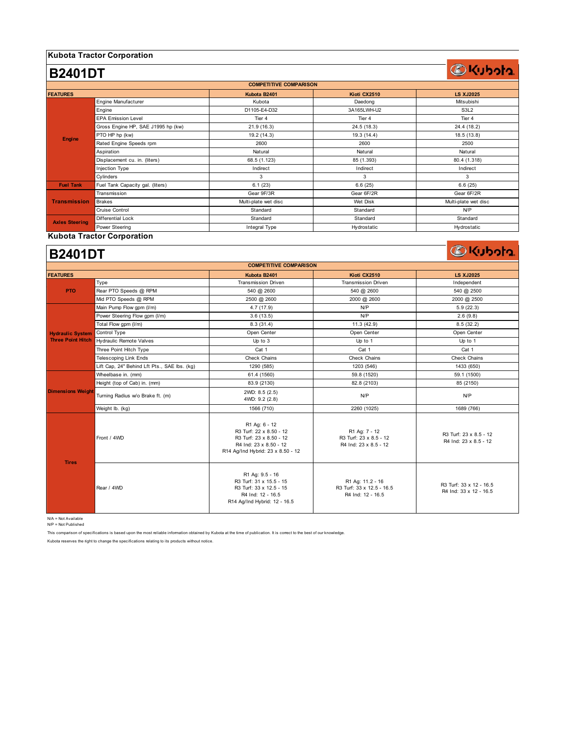## Kubota Tractor Corporation

# B2401DT

| COMPETITIVE COMPARISON | | | | |
|---|---|---|---|---|
| **FEATURES** | | **Kubota B2401** | **Kioti CX2510** | **LS XJ2025** |
| **Engine** | Engine Manufacturer | Kubota | Daedong | Mitsubishi |
| | Engine | D1105-E4-D32 | 3A165LWH-U2 | S3L2 |
| | EPA Emission Level | Tier 4 | Tier 4 | Tier 4 |
| | Gross Engine HP, SAE J1995 hp (kw) | 21.9 (16.3) | 24.5 (18.3) | 24.4 (18.2) |
| | PTO HP hp (kw) | 19.2 (14.3) | 19.3 (14.4) | 18.5 (13.8) |
| | Rated Engine Speeds rpm | 2600 | 2600 | 2500 |
| | Aspiration | Natural | Natural | Natural |
| | Displacement cu. in. (liters) | 68.5 (1.123) | 85 (1.393) | 80.4 (1.318) |
| | Injection Type | Indirect | Indirect | Indirect |
| | Cylinders | 3 | 3 | 3 |
| **Fuel Tank** | Fuel Tank Capacity gal. (liters) | 6.1 (23) | 6.6 (25) | 6.6 (25) |
| **Transmission** | Transmission | Gear 9F/3R | Gear 6F/2R | Gear 6F/2R |
| | Brakes | Multi-plate wet disc | Wet Disk | Multi-plate wet disc |
| | Cruise Control | Standard | Standard | N/P |
| **Axles Steering** | Differential Lock | Standard | Standard | Standard |
| | Power Steering | Integral Type | Hydrostatic | Hydrostatic |

## Kubota Tractor Corporation

# B2401DT

| COMPETITIVE COMPARISON | | | | |
|---|---|---|---|---|
| **FEATURES** | | **Kubota B2401** | **Kioti CX2510** | **LS XJ2025** |
| **PTO** | Type | Transmission Driven | Transmission Driven | Independent |
| | Rear PTO Speeds @ RPM | 540 @ 2600 | 540 @ 2600 | 540 @ 2500 |
| | Mid PTO Speeds @ RPM | 2500 @ 2600 | 2000 @ 2600 | 2000 @ 2500 |
| **Hydraulic System Three Point Hitch** | Main Pump Flow gpm (l/m) | 4.7 (17.9) | N/P | 5.9 (22.3) |
| | Power Steering Flow gpm (l/m) | 3.6 (13.5) | N/P | 2.6 (9.8) |
| | Total Flow gpm (l/m) | 8.3 (31.4) | 11.3 (42.9) | 8.5 (32.2) |
| | Control Type | Open Center | Open Center | Open Center |
| | Hydraulic Remote Valves | Up to 3 | Up to 1 | Up to 1 |
| | Three Point Hitch Type | Cat 1 | Cat 1 | Cat 1 |
| | Telescoping Link Ends | Check Chains | Check Chains | Check Chains |
| | Lift Cap, 24" Behind Lft Pts., SAE lbs. (kg) | 1290 (585) | 1203 (546) | 1433 (650) |
| **Dimensions Weight** | Wheelbase in. (mm) | 61.4 (1560) | 59.8 (1520) | 59.1 (1500) |
| | Height (top of Cab) in. (mm) | 83.9 (2130) | 82.8 (2103) | 85 (2150) |
| | Turning Radius w/o Brake ft. (m) | 2WD: 8.5 (2.5)<br>4WD: 9.2 (2.8) | N/P | N/P |
| | Weight lb. (kg) | 1566 (710) | 2260 (1025) | 1689 (766) |
| **Tires** | Front / 4WD | R1 Ag: 6 - 12<br>R3 Turf: 22 x 8.50 - 12<br>R3 Turf: 23 x 8.50 - 12<br>R4 Ind: 23 x 8.50 - 12<br>R14 Ag/Ind Hybrid: 23 x 8.50 - 12 | R1 Ag: 7 - 12<br>R3 Turf: 23 x 8.5 - 12<br>R4 Ind: 23 x 8.5 - 12 | R3 Turf: 23 x 8.5 - 12<br>R4 Ind: 23 x 8.5 - 12 |
| | Rear / 4WD | R1 Ag: 9.5 - 16<br>R3 Turf: 31 x 15.5 - 15<br>R3 Turf: 33 x 12.5 - 15<br>R4 Ind: 12 - 16.5<br>R14 Ag/Ind Hybrid: 12 - 16.5 | R1 Ag: 11.2 - 16<br>R3 Turf: 33 x 12.5 - 16.5<br>R4 Ind: 12 - 16.5 | R3 Turf: 33 x 12 - 16.5<br>R4 Ind: 33 x 12 - 16.5 |

N/A = Not Available
N/P = Not Published

This comparison of specifications is based upon the most reliable information obtained by Kubota at the time of publication. It is correct to the best of our knowledge.

Kubota reserves the right to change the specifications relating to its products without notice.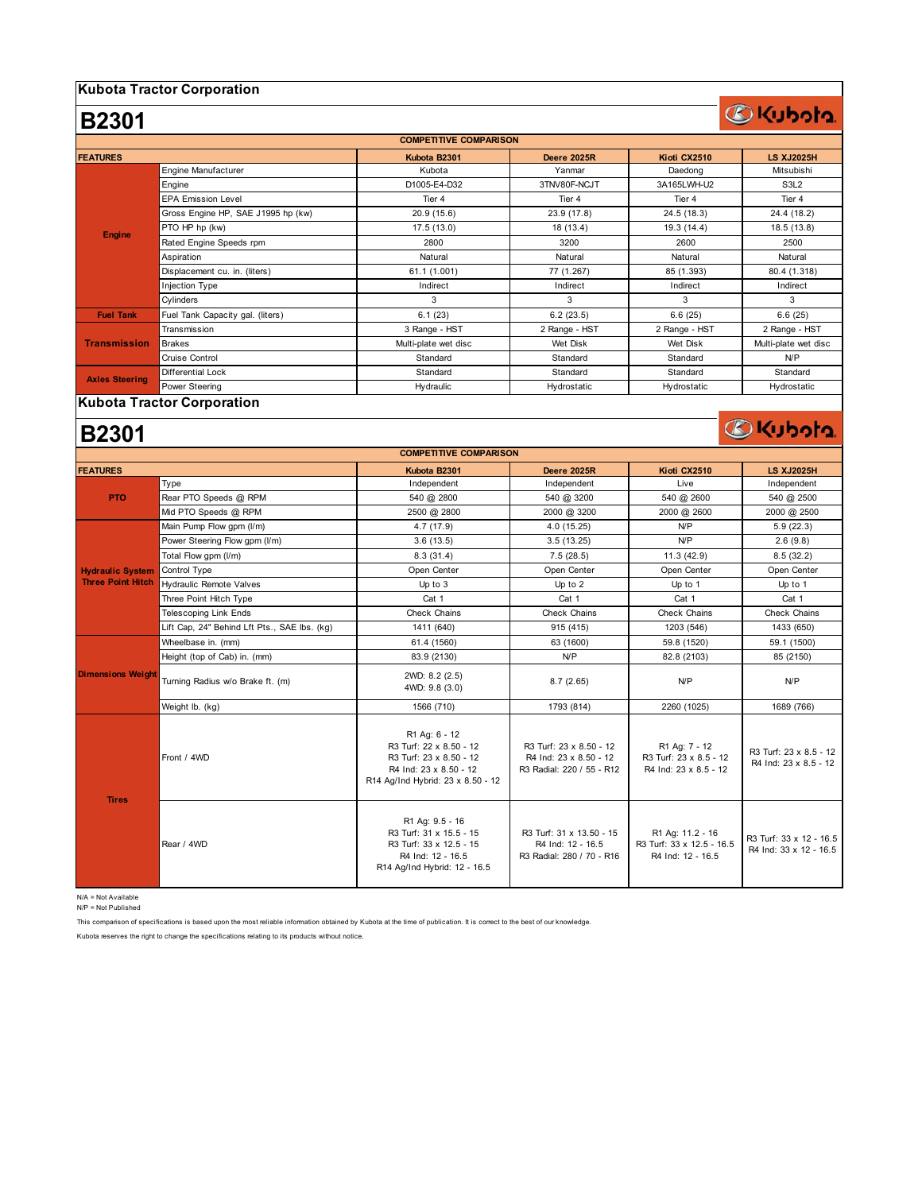## Kubota Tractor Corporation

# B2301

**COMPETITIVE COMPARISON**

| FEATURES | | Kubota B2301 | Deere 2025R | Kioti CX2510 | LS XJ2025H |
|---|---|---|---|---|---|
| Engine | Engine Manufacturer | Kubota | Yanmar | Daedong | Mitsubishi |
| | Engine | D1005-E4-D32 | 3TNV80F-NCJT | 3A165LWH-U2 | S3L2 |
| | EPA Emission Level | Tier 4 | Tier 4 | Tier 4 | Tier 4 |
| | Gross Engine HP, SAE J1995 hp (kw) | 20.9 (15.6) | 23.9 (17.8) | 24.5 (18.3) | 24.4 (18.2) |
| | PTO HP hp (kw) | 17.5 (13.0) | 18 (13.4) | 19.3 (14.4) | 18.5 (13.8) |
| | Rated Engine Speeds rpm | 2800 | 3200 | 2600 | 2500 |
| | Aspiration | Natural | Natural | Natural | Natural |
| | Displacement cu. in. (liters) | 61.1 (1.001) | 77 (1.267) | 85 (1.393) | 80.4 (1.318) |
| | Injection Type | Indirect | Indirect | Indirect | Indirect |
| | Cylinders | 3 | 3 | 3 | 3 |
| Fuel Tank | Fuel Tank Capacity gal. (liters) | 6.1 (23) | 6.2 (23.5) | 6.6 (25) | 6.6 (25) |
| Transmission | Transmission | 3 Range - HST | 2 Range - HST | 2 Range - HST | 2 Range - HST |
| | Brakes | Multi-plate wet disc | Wet Disk | Wet Disk | Multi-plate wet disc |
| | Cruise Control | Standard | Standard | Standard | N/P |
| Axles Steering | Differential Lock | Standard | Standard | Standard | Standard |
| | Power Steering | Hydraulic | Hydrostatic | Hydrostatic | Hydrostatic |

## Kubota Tractor Corporation

# B2301

**COMPETITIVE COMPARISON**

| FEATURES | | Kubota B2301 | Deere 2025R | Kioti CX2510 | LS XJ2025H |
|---|---|---|---|---|---|
| PTO | Type | Independent | Independent | Live | Independent |
| | Rear PTO Speeds @ RPM | 540 @ 2800 | 540 @ 3200 | 540 @ 2600 | 540 @ 2500 |
| | Mid PTO Speeds @ RPM | 2500 @ 2800 | 2000 @ 3200 | 2000 @ 2600 | 2000 @ 2500 |
| Hydraulic System Three Point Hitch | Main Pump Flow gpm (l/m) | 4.7 (17.9) | 4.0 (15.25) | N/P | 5.9 (22.3) |
| | Power Steering Flow gpm (l/m) | 3.6 (13.5) | 3.5 (13.25) | N/P | 2.6 (9.8) |
| | Total Flow gpm (l/m) | 8.3 (31.4) | 7.5 (28.5) | 11.3 (42.9) | 8.5 (32.2) |
| | Control Type | Open Center | Open Center | Open Center | Open Center |
| | Hydraulic Remote Valves | Up to 3 | Up to 2 | Up to 1 | Up to 1 |
| | Three Point Hitch Type | Cat 1 | Cat 1 | Cat 1 | Cat 1 |
| | Telescoping Link Ends | Check Chains | Check Chains | Check Chains | Check Chains |
| | Lift Cap, 24" Behind Lft Pts., SAE lbs. (kg) | 1411 (640) | 915 (415) | 1203 (546) | 1433 (650) |
| Dimensions Weight | Wheelbase in. (mm) | 61.4 (1560) | 63 (1600) | 59.8 (1520) | 59.1 (1500) |
| | Height (top of Cab) in. (mm) | 83.9 (2130) | N/P | 82.8 (2103) | 85 (2150) |
| | Turning Radius w/o Brake ft. (m) | 2WD: 8.2 (2.5)<br>4WD: 9.8 (3.0) | 8.7 (2.65) | N/P | N/P |
| | Weight lb. (kg) | 1566 (710) | 1793 (814) | 2260 (1025) | 1689 (766) |
| Tires | Front / 4WD | R1 Ag: 6 - 12<br>R3 Turf: 22 x 8.50 - 12<br>R3 Turf: 23 x 8.50 - 12<br>R4 Ind: 23 x 8.50 - 12<br>R14 Ag/Ind Hybrid: 23 x 8.50 - 12 | R3 Turf: 23 x 8.50 - 12<br>R4 Ind: 23 x 8.50 - 12<br>R3 Radial: 220 / 55 - R12 | R1 Ag: 7 - 12<br>R3 Turf: 23 x 8.5 - 12<br>R4 Ind: 23 x 8.5 - 12 | R3 Turf: 23 x 8.5 - 12<br>R4 Ind: 23 x 8.5 - 12 |
| | Rear / 4WD | R1 Ag: 9.5 - 16<br>R3 Turf: 31 x 15.5 - 15<br>R3 Turf: 33 x 12.5 - 15<br>R4 Ind: 12 - 16.5<br>R14 Ag/Ind Hybrid: 12 - 16.5 | R3 Turf: 31 x 13.50 - 15<br>R4 Ind: 12 - 16.5<br>R3 Radial: 280 / 70 - R16 | R1 Ag: 11.2 - 16<br>R3 Turf: 33 x 12.5 - 16.5<br>R4 Ind: 12 - 16.5 | R3 Turf: 33 x 12 - 16.5<br>R4 Ind: 33 x 12 - 16.5 |

N/A = Not Available
N/P = Not Published

This comparison of specifications is based upon the most reliable information obtained by Kubota at the time of publication. It is correct to the best of our knowledge.

Kubota reserves the right to change the specifications relating to its products without notice.